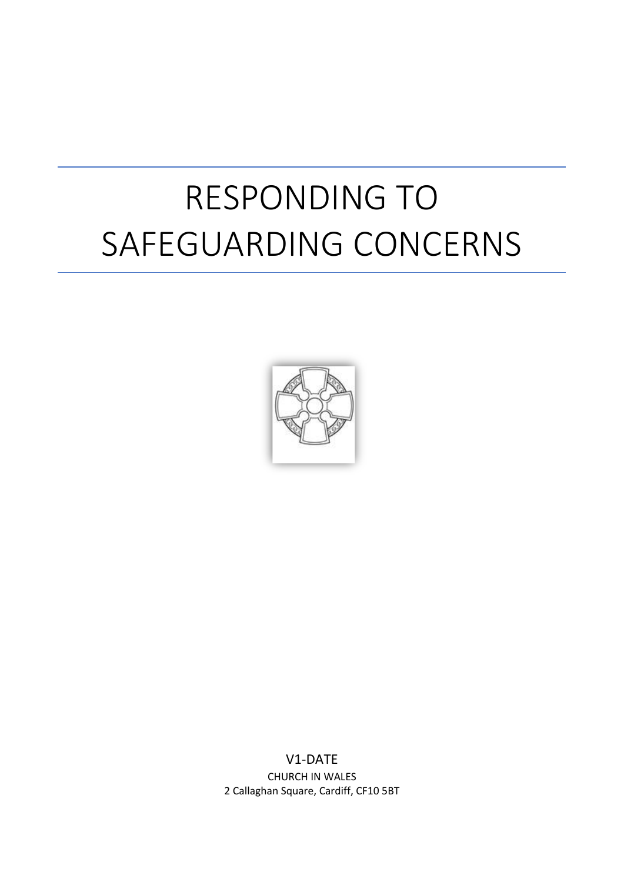# RESPONDING TO SAFEGUARDING CONCERNS

V1-DATE

CHURCH IN WALES

2 Callaghan Square, Cardiff, CF10 5BT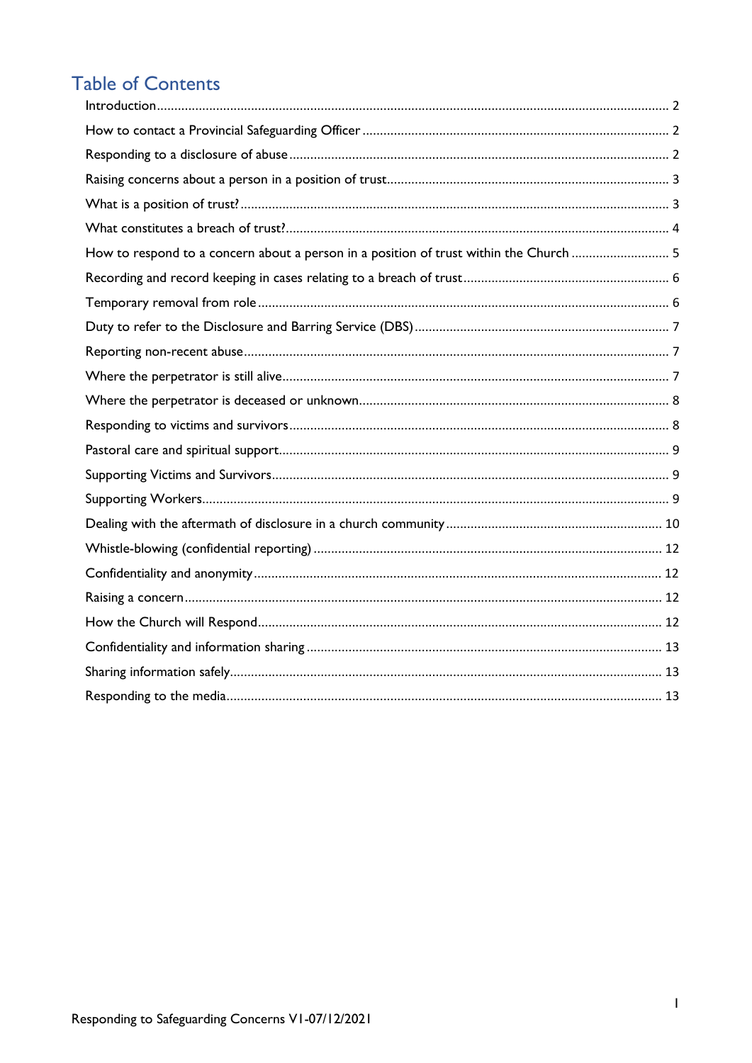# Table of Contents

Introduction ........ 2

How to contact a Provincial Safeguarding Officer ........ 2

Responding to a disclosure of abuse ........ 2

Raising concerns about a person in a position of trust ........ 3

What is a position of trust? ........ 3

What constitutes a breach of trust? ........ 4

How to respond to a concern about a person in a position of trust within the Church ........ 5

Recording and record keeping in cases relating to a breach of trust ........ 6

Temporary removal from role ........ 6

Duty to refer to the Disclosure and Barring Service (DBS) ........ 7

Reporting non-recent abuse ........ 7

Where the perpetrator is still alive ........ 7

Where the perpetrator is deceased or unknown ........ 8

Responding to victims and survivors ........ 8

Pastoral care and spiritual support ........ 9

Supporting Victims and Survivors ........ 9

Supporting Workers ........ 9

Dealing with the aftermath of disclosure in a church community ........ 10

Whistle-blowing (confidential reporting) ........ 12

Confidentiality and anonymity ........ 12

Raising a concern ........ 12

How the Church will Respond ........ 12

Confidentiality and information sharing ........ 13

Sharing information safely ........ 13

Responding to the media ........ 13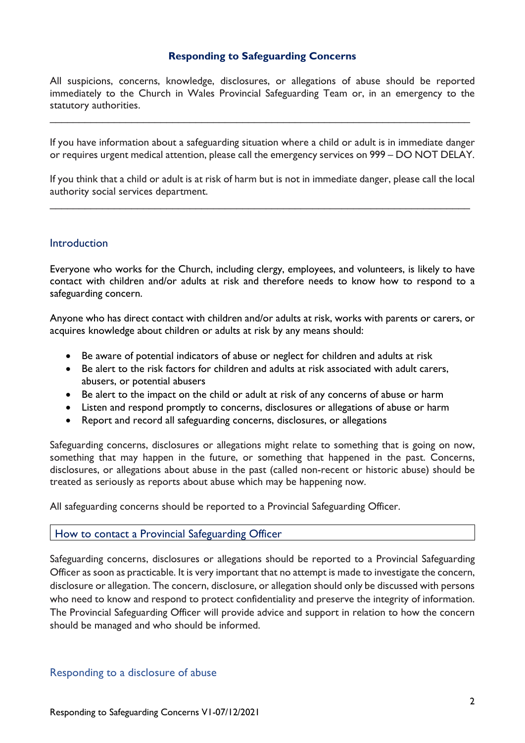## Responding to Safeguarding Concerns

All suspicions, concerns, knowledge, disclosures, or allegations of abuse should be reported immediately to the Church in Wales Provincial Safeguarding Team or, in an emergency to the statutory authorities.

---

If you have information about a safeguarding situation where a child or adult is in immediate danger or requires urgent medical attention, please call the emergency services on 999 – DO NOT DELAY.

If you think that a child or adult is at risk of harm but is not in immediate danger, please call the local authority social services department.

---

### Introduction

Everyone who works for the Church, including clergy, employees, and volunteers, is likely to have contact with children and/or adults at risk and therefore needs to know how to respond to a safeguarding concern.

Anyone who has direct contact with children and/or adults at risk, works with parents or carers, or acquires knowledge about children or adults at risk by any means should:

- Be aware of potential indicators of abuse or neglect for children and adults at risk
- Be alert to the risk factors for children and adults at risk associated with adult carers, abusers, or potential abusers
- Be alert to the impact on the child or adult at risk of any concerns of abuse or harm
- Listen and respond promptly to concerns, disclosures or allegations of abuse or harm
- Report and record all safeguarding concerns, disclosures, or allegations

Safeguarding concerns, disclosures or allegations might relate to something that is going on now, something that may happen in the future, or something that happened in the past. Concerns, disclosures, or allegations about abuse in the past (called non-recent or historic abuse) should be treated as seriously as reports about abuse which may be happening now.

All safeguarding concerns should be reported to a Provincial Safeguarding Officer.

### How to contact a Provincial Safeguarding Officer

Safeguarding concerns, disclosures or allegations should be reported to a Provincial Safeguarding Officer as soon as practicable. It is very important that no attempt is made to investigate the concern, disclosure or allegation. The concern, disclosure, or allegation should only be discussed with persons who need to know and respond to protect confidentiality and preserve the integrity of information. The Provincial Safeguarding Officer will provide advice and support in relation to how the concern should be managed and who should be informed.

### Responding to a disclosure of abuse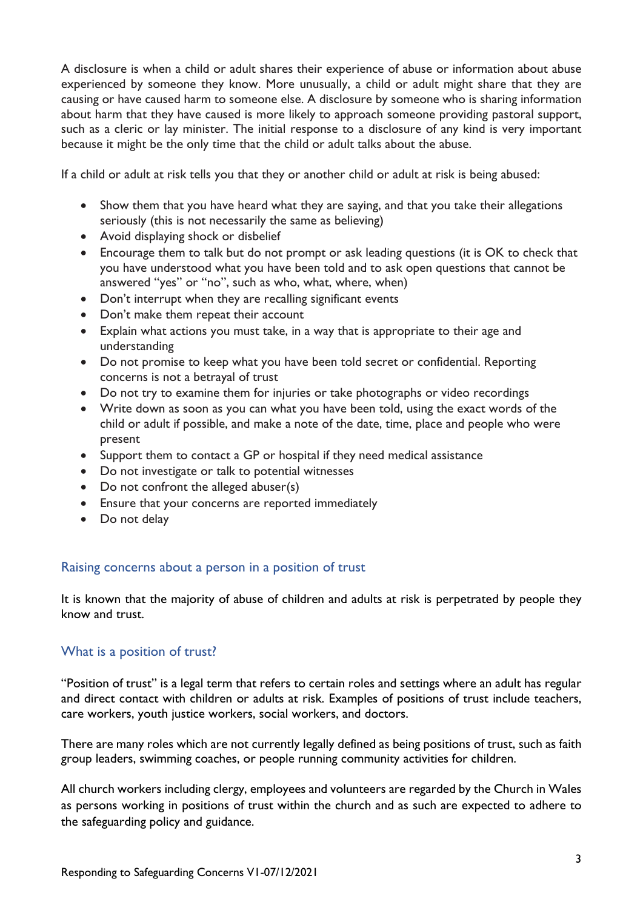A disclosure is when a child or adult shares their experience of abuse or information about abuse experienced by someone they know. More unusually, a child or adult might share that they are causing or have caused harm to someone else. A disclosure by someone who is sharing information about harm that they have caused is more likely to approach someone providing pastoral support, such as a cleric or lay minister. The initial response to a disclosure of any kind is very important because it might be the only time that the child or adult talks about the abuse.

If a child or adult at risk tells you that they or another child or adult at risk is being abused:

- Show them that you have heard what they are saying, and that you take their allegations seriously (this is not necessarily the same as believing)
- Avoid displaying shock or disbelief
- Encourage them to talk but do not prompt or ask leading questions (it is OK to check that you have understood what you have been told and to ask open questions that cannot be answered "yes" or "no", such as who, what, where, when)
- Don't interrupt when they are recalling significant events
- Don't make them repeat their account
- Explain what actions you must take, in a way that is appropriate to their age and understanding
- Do not promise to keep what you have been told secret or confidential. Reporting concerns is not a betrayal of trust
- Do not try to examine them for injuries or take photographs or video recordings
- Write down as soon as you can what you have been told, using the exact words of the child or adult if possible, and make a note of the date, time, place and people who were present
- Support them to contact a GP or hospital if they need medical assistance
- Do not investigate or talk to potential witnesses
- Do not confront the alleged abuser(s)
- Ensure that your concerns are reported immediately
- Do not delay

## Raising concerns about a person in a position of trust

It is known that the majority of abuse of children and adults at risk is perpetrated by people they know and trust.

## What is a position of trust?

"Position of trust" is a legal term that refers to certain roles and settings where an adult has regular and direct contact with children or adults at risk. Examples of positions of trust include teachers, care workers, youth justice workers, social workers, and doctors.

There are many roles which are not currently legally defined as being positions of trust, such as faith group leaders, swimming coaches, or people running community activities for children.

All church workers including clergy, employees and volunteers are regarded by the Church in Wales as persons working in positions of trust within the church and as such are expected to adhere to the safeguarding policy and guidance.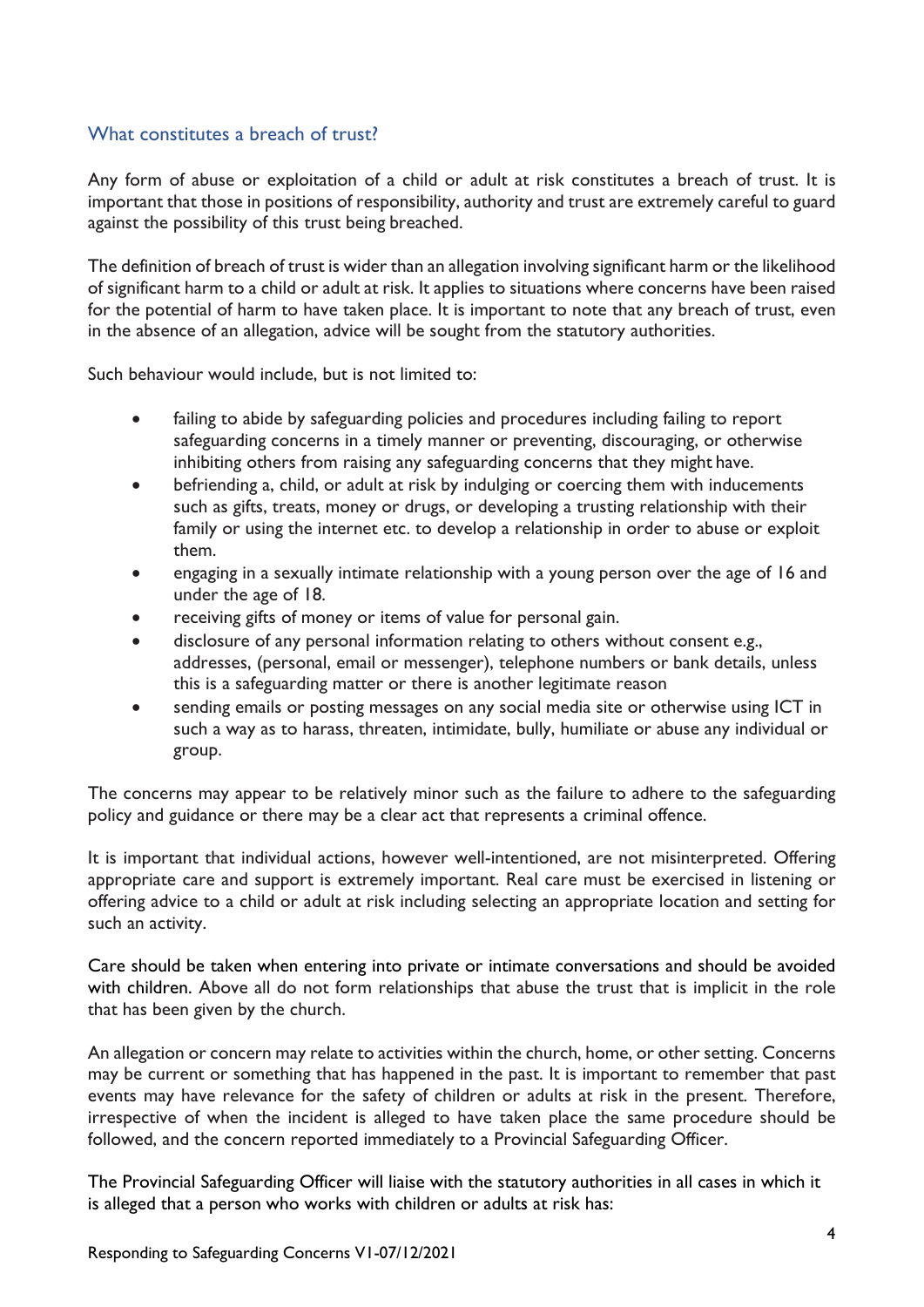## What constitutes a breach of trust?

Any form of abuse or exploitation of a child or adult at risk constitutes a breach of trust. It is important that those in positions of responsibility, authority and trust are extremely careful to guard against the possibility of this trust being breached.

The definition of breach of trust is wider than an allegation involving significant harm or the likelihood of significant harm to a child or adult at risk. It applies to situations where concerns have been raised for the potential of harm to have taken place. It is important to note that any breach of trust, even in the absence of an allegation, advice will be sought from the statutory authorities.

Such behaviour would include, but is not limited to:

- failing to abide by safeguarding policies and procedures including failing to report safeguarding concerns in a timely manner or preventing, discouraging, or otherwise inhibiting others from raising any safeguarding concerns that they might have.
- befriending a, child, or adult at risk by indulging or coercing them with inducements such as gifts, treats, money or drugs, or developing a trusting relationship with their family or using the internet etc. to develop a relationship in order to abuse or exploit them.
- engaging in a sexually intimate relationship with a young person over the age of 16 and under the age of 18.
- receiving gifts of money or items of value for personal gain.
- disclosure of any personal information relating to others without consent e.g., addresses, (personal, email or messenger), telephone numbers or bank details, unless this is a safeguarding matter or there is another legitimate reason
- sending emails or posting messages on any social media site or otherwise using ICT in such a way as to harass, threaten, intimidate, bully, humiliate or abuse any individual or group.

The concerns may appear to be relatively minor such as the failure to adhere to the safeguarding policy and guidance or there may be a clear act that represents a criminal offence.

It is important that individual actions, however well-intentioned, are not misinterpreted. Offering appropriate care and support is extremely important. Real care must be exercised in listening or offering advice to a child or adult at risk including selecting an appropriate location and setting for such an activity.

Care should be taken when entering into private or intimate conversations and should be avoided with children. Above all do not form relationships that abuse the trust that is implicit in the role that has been given by the church.

An allegation or concern may relate to activities within the church, home, or other setting. Concerns may be current or something that has happened in the past. It is important to remember that past events may have relevance for the safety of children or adults at risk in the present. Therefore, irrespective of when the incident is alleged to have taken place the same procedure should be followed, and the concern reported immediately to a Provincial Safeguarding Officer.

The Provincial Safeguarding Officer will liaise with the statutory authorities in all cases in which it is alleged that a person who works with children or adults at risk has: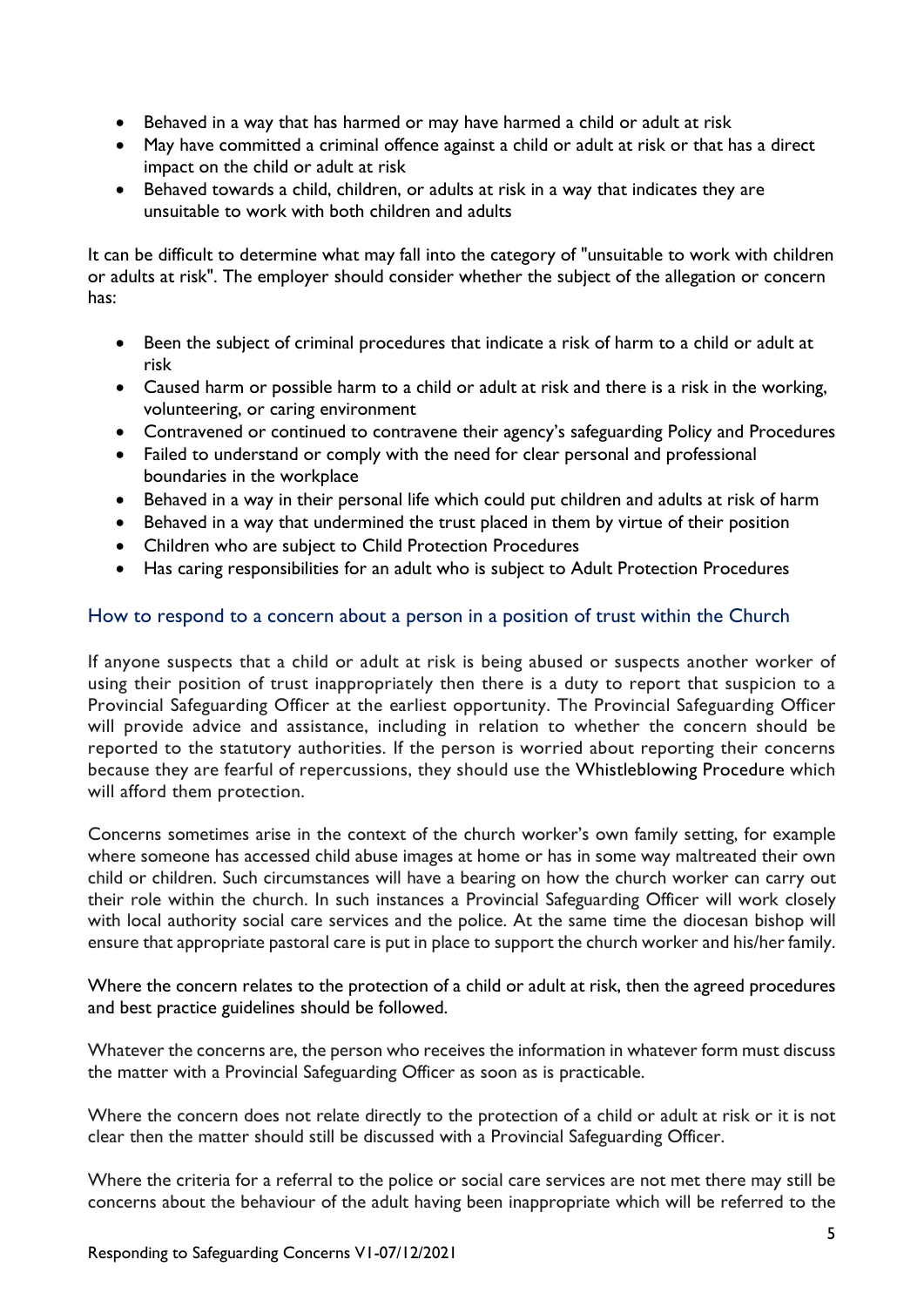- Behaved in a way that has harmed or may have harmed a child or adult at risk
- May have committed a criminal offence against a child or adult at risk or that has a direct impact on the child or adult at risk
- Behaved towards a child, children, or adults at risk in a way that indicates they are unsuitable to work with both children and adults

It can be difficult to determine what may fall into the category of "unsuitable to work with children or adults at risk". The employer should consider whether the subject of the allegation or concern has:

- Been the subject of criminal procedures that indicate a risk of harm to a child or adult at risk
- Caused harm or possible harm to a child or adult at risk and there is a risk in the working, volunteering, or caring environment
- Contravened or continued to contravene their agency's safeguarding Policy and Procedures
- Failed to understand or comply with the need for clear personal and professional boundaries in the workplace
- Behaved in a way in their personal life which could put children and adults at risk of harm
- Behaved in a way that undermined the trust placed in them by virtue of their position
- Children who are subject to Child Protection Procedures
- Has caring responsibilities for an adult who is subject to Adult Protection Procedures

## How to respond to a concern about a person in a position of trust within the Church

If anyone suspects that a child or adult at risk is being abused or suspects another worker of using their position of trust inappropriately then there is a duty to report that suspicion to a Provincial Safeguarding Officer at the earliest opportunity. The Provincial Safeguarding Officer will provide advice and assistance, including in relation to whether the concern should be reported to the statutory authorities. If the person is worried about reporting their concerns because they are fearful of repercussions, they should use the Whistleblowing Procedure which will afford them protection.

Concerns sometimes arise in the context of the church worker's own family setting, for example where someone has accessed child abuse images at home or has in some way maltreated their own child or children. Such circumstances will have a bearing on how the church worker can carry out their role within the church. In such instances a Provincial Safeguarding Officer will work closely with local authority social care services and the police. At the same time the diocesan bishop will ensure that appropriate pastoral care is put in place to support the church worker and his/her family.

Where the concern relates to the protection of a child or adult at risk, then the agreed procedures and best practice guidelines should be followed.

Whatever the concerns are, the person who receives the information in whatever form must discuss the matter with a Provincial Safeguarding Officer as soon as is practicable.

Where the concern does not relate directly to the protection of a child or adult at risk or it is not clear then the matter should still be discussed with a Provincial Safeguarding Officer.

Where the criteria for a referral to the police or social care services are not met there may still be concerns about the behaviour of the adult having been inappropriate which will be referred to the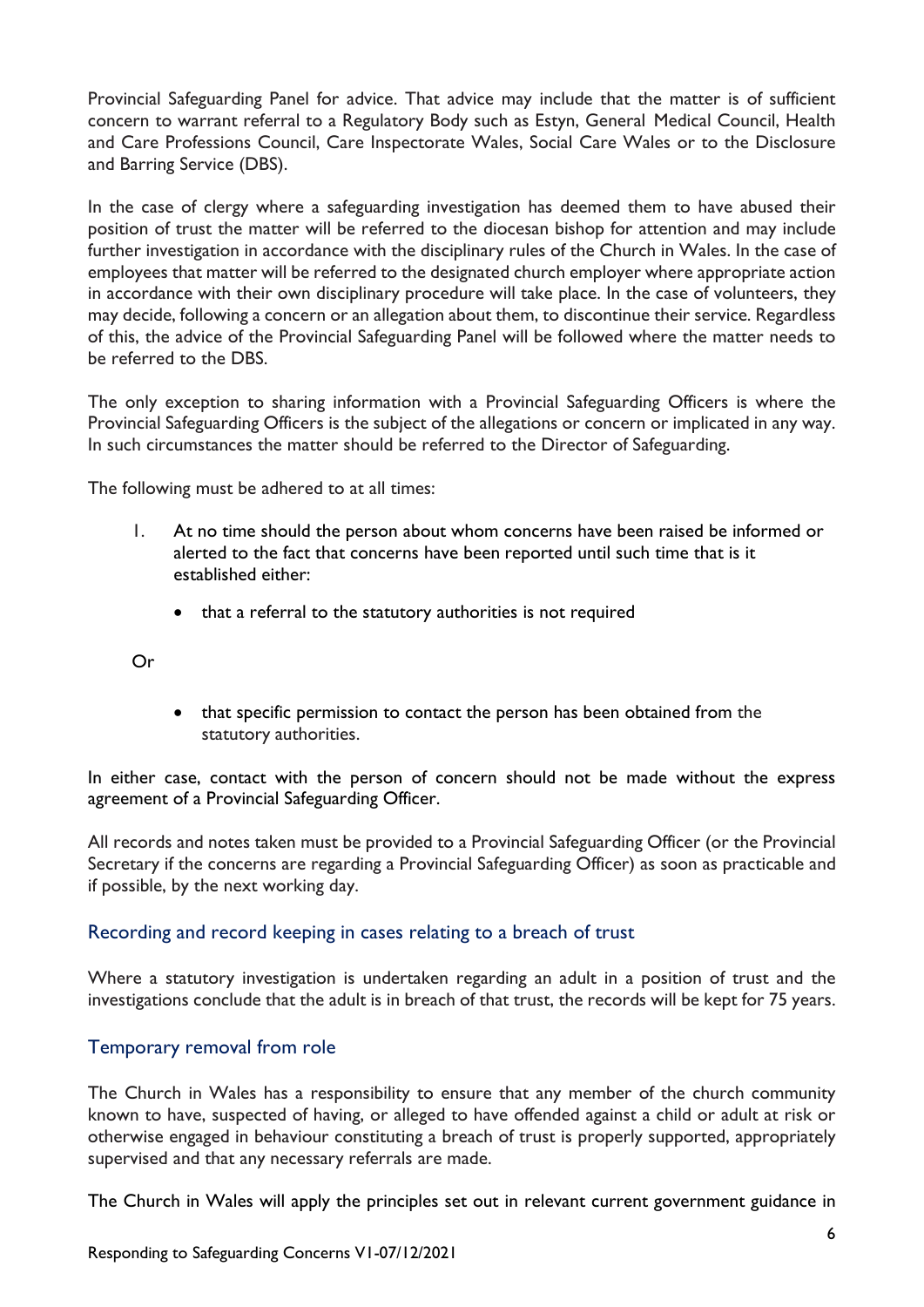Provincial Safeguarding Panel for advice. That advice may include that the matter is of sufficient concern to warrant referral to a Regulatory Body such as Estyn, General Medical Council, Health and Care Professions Council, Care Inspectorate Wales, Social Care Wales or to the Disclosure and Barring Service (DBS).

In the case of clergy where a safeguarding investigation has deemed them to have abused their position of trust the matter will be referred to the diocesan bishop for attention and may include further investigation in accordance with the disciplinary rules of the Church in Wales. In the case of employees that matter will be referred to the designated church employer where appropriate action in accordance with their own disciplinary procedure will take place. In the case of volunteers, they may decide, following a concern or an allegation about them, to discontinue their service. Regardless of this, the advice of the Provincial Safeguarding Panel will be followed where the matter needs to be referred to the DBS.

The only exception to sharing information with a Provincial Safeguarding Officers is where the Provincial Safeguarding Officers is the subject of the allegations or concern or implicated in any way. In such circumstances the matter should be referred to the Director of Safeguarding.

The following must be adhered to at all times:

1. At no time should the person about whom concerns have been raised be informed or alerted to the fact that concerns have been reported until such time that is it established either:

    - that a referral to the statutory authorities is not required

    Or

    - that specific permission to contact the person has been obtained from the statutory authorities.

In either case, contact with the person of concern should not be made without the express agreement of a Provincial Safeguarding Officer.

All records and notes taken must be provided to a Provincial Safeguarding Officer (or the Provincial Secretary if the concerns are regarding a Provincial Safeguarding Officer) as soon as practicable and if possible, by the next working day.

## Recording and record keeping in cases relating to a breach of trust

Where a statutory investigation is undertaken regarding an adult in a position of trust and the investigations conclude that the adult is in breach of that trust, the records will be kept for 75 years.

## Temporary removal from role

The Church in Wales has a responsibility to ensure that any member of the church community known to have, suspected of having, or alleged to have offended against a child or adult at risk or otherwise engaged in behaviour constituting a breach of trust is properly supported, appropriately supervised and that any necessary referrals are made.

The Church in Wales will apply the principles set out in relevant current government guidance in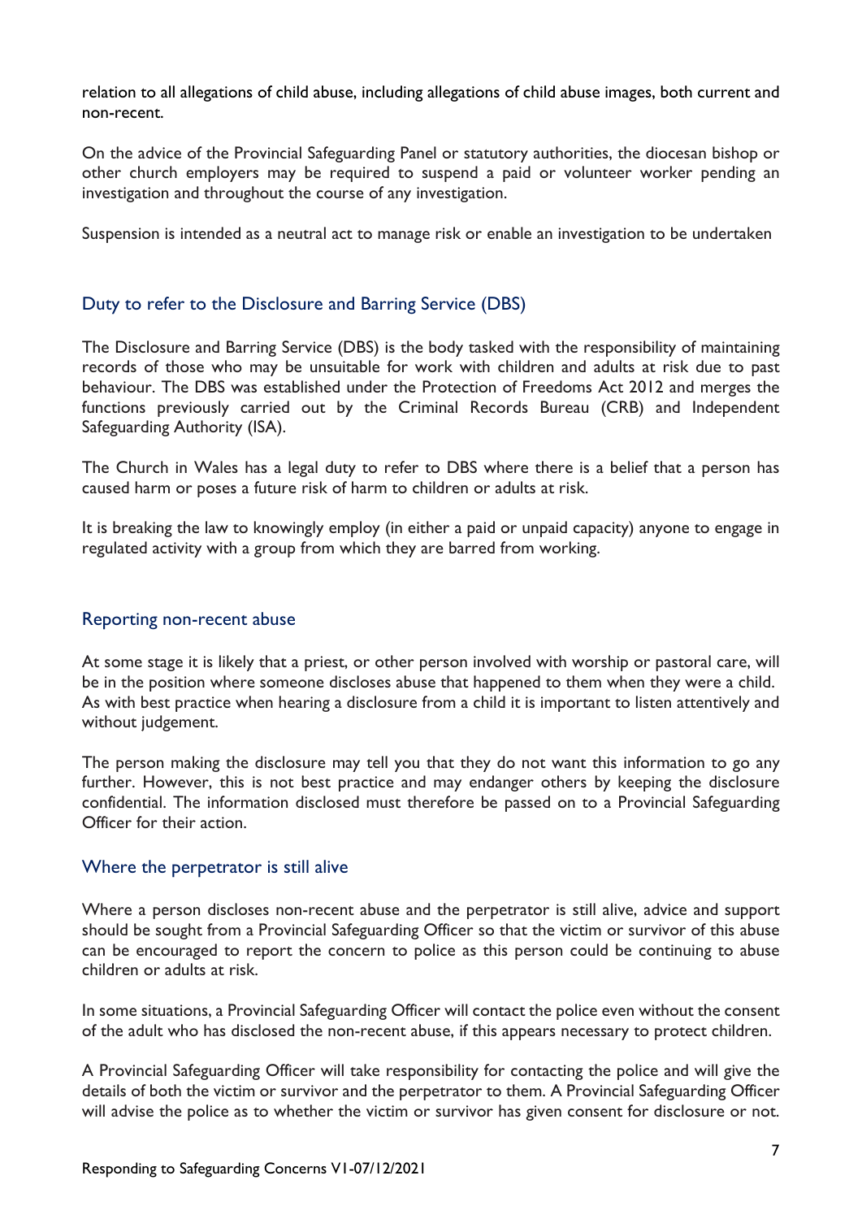relation to all allegations of child abuse, including allegations of child abuse images, both current and non-recent.

On the advice of the Provincial Safeguarding Panel or statutory authorities, the diocesan bishop or other church employers may be required to suspend a paid or volunteer worker pending an investigation and throughout the course of any investigation.

Suspension is intended as a neutral act to manage risk or enable an investigation to be undertaken

## Duty to refer to the Disclosure and Barring Service (DBS)

The Disclosure and Barring Service (DBS) is the body tasked with the responsibility of maintaining records of those who may be unsuitable for work with children and adults at risk due to past behaviour. The DBS was established under the Protection of Freedoms Act 2012 and merges the functions previously carried out by the Criminal Records Bureau (CRB) and Independent Safeguarding Authority (ISA).

The Church in Wales has a legal duty to refer to DBS where there is a belief that a person has caused harm or poses a future risk of harm to children or adults at risk.

It is breaking the law to knowingly employ (in either a paid or unpaid capacity) anyone to engage in regulated activity with a group from which they are barred from working.

## Reporting non-recent abuse

At some stage it is likely that a priest, or other person involved with worship or pastoral care, will be in the position where someone discloses abuse that happened to them when they were a child. As with best practice when hearing a disclosure from a child it is important to listen attentively and without judgement.

The person making the disclosure may tell you that they do not want this information to go any further. However, this is not best practice and may endanger others by keeping the disclosure confidential. The information disclosed must therefore be passed on to a Provincial Safeguarding Officer for their action.

## Where the perpetrator is still alive

Where a person discloses non-recent abuse and the perpetrator is still alive, advice and support should be sought from a Provincial Safeguarding Officer so that the victim or survivor of this abuse can be encouraged to report the concern to police as this person could be continuing to abuse children or adults at risk.

In some situations, a Provincial Safeguarding Officer will contact the police even without the consent of the adult who has disclosed the non-recent abuse, if this appears necessary to protect children.

A Provincial Safeguarding Officer will take responsibility for contacting the police and will give the details of both the victim or survivor and the perpetrator to them. A Provincial Safeguarding Officer will advise the police as to whether the victim or survivor has given consent for disclosure or not.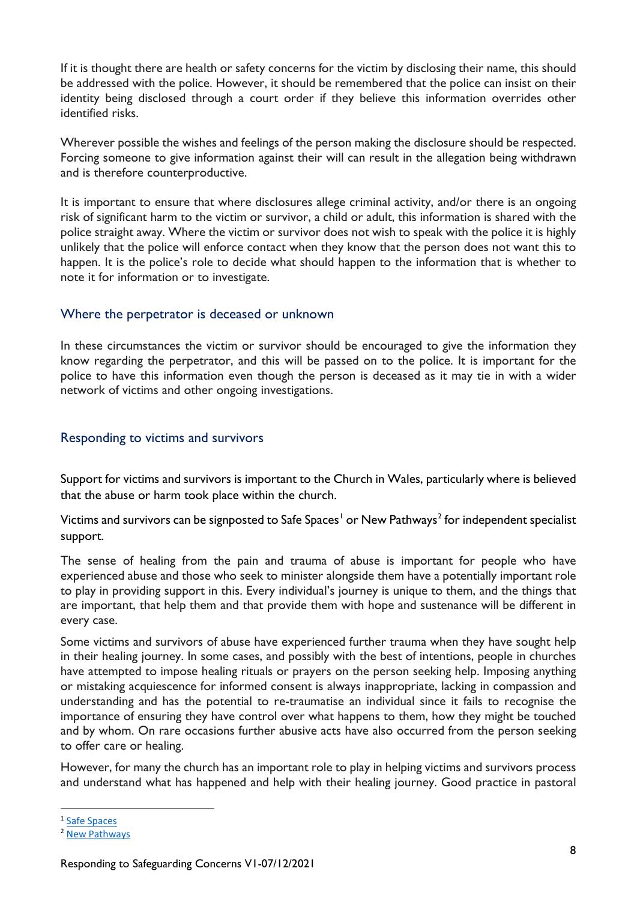If it is thought there are health or safety concerns for the victim by disclosing their name, this should be addressed with the police. However, it should be remembered that the police can insist on their identity being disclosed through a court order if they believe this information overrides other identified risks.

Wherever possible the wishes and feelings of the person making the disclosure should be respected. Forcing someone to give information against their will can result in the allegation being withdrawn and is therefore counterproductive.

It is important to ensure that where disclosures allege criminal activity, and/or there is an ongoing risk of significant harm to the victim or survivor, a child or adult, this information is shared with the police straight away. Where the victim or survivor does not wish to speak with the police it is highly unlikely that the police will enforce contact when they know that the person does not want this to happen. It is the police's role to decide what should happen to the information that is whether to note it for information or to investigate.

## Where the perpetrator is deceased or unknown

In these circumstances the victim or survivor should be encouraged to give the information they know regarding the perpetrator, and this will be passed on to the police. It is important for the police to have this information even though the person is deceased as it may tie in with a wider network of victims and other ongoing investigations.

## Responding to victims and survivors

Support for victims and survivors is important to the Church in Wales, particularly where is believed that the abuse or harm took place within the church.

Victims and survivors can be signposted to Safe Spaces[1] or New Pathways[2] for independent specialist support.

The sense of healing from the pain and trauma of abuse is important for people who have experienced abuse and those who seek to minister alongside them have a potentially important role to play in providing support in this. Every individual's journey is unique to them, and the things that are important, that help them and that provide them with hope and sustenance will be different in every case.

Some victims and survivors of abuse have experienced further trauma when they have sought help in their healing journey. In some cases, and possibly with the best of intentions, people in churches have attempted to impose healing rituals or prayers on the person seeking help. Imposing anything or mistaking acquiescence for informed consent is always inappropriate, lacking in compassion and understanding and has the potential to re-traumatise an individual since it fails to recognise the importance of ensuring they have control over what happens to them, how they might be touched and by whom. On rare occasions further abusive acts have also occurred from the person seeking to offer care or healing.

However, for many the church has an important role to play in helping victims and survivors process and understand what has happened and help with their healing journey. Good practice in pastoral

[1] Safe Spaces

[2] New Pathways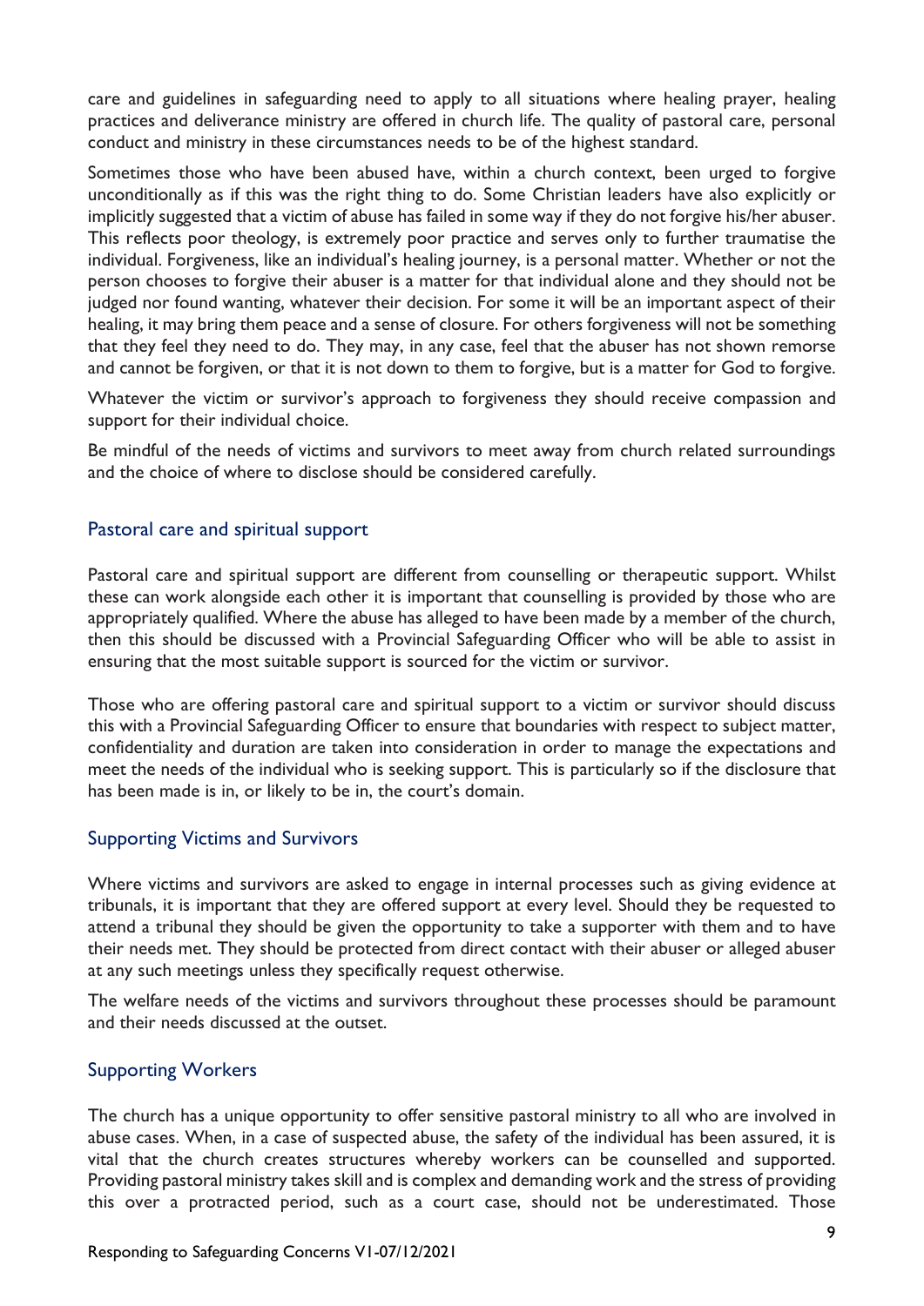care and guidelines in safeguarding need to apply to all situations where healing prayer, healing practices and deliverance ministry are offered in church life. The quality of pastoral care, personal conduct and ministry in these circumstances needs to be of the highest standard.

Sometimes those who have been abused have, within a church context, been urged to forgive unconditionally as if this was the right thing to do. Some Christian leaders have also explicitly or implicitly suggested that a victim of abuse has failed in some way if they do not forgive his/her abuser. This reflects poor theology, is extremely poor practice and serves only to further traumatise the individual. Forgiveness, like an individual's healing journey, is a personal matter. Whether or not the person chooses to forgive their abuser is a matter for that individual alone and they should not be judged nor found wanting, whatever their decision. For some it will be an important aspect of their healing, it may bring them peace and a sense of closure. For others forgiveness will not be something that they feel they need to do. They may, in any case, feel that the abuser has not shown remorse and cannot be forgiven, or that it is not down to them to forgive, but is a matter for God to forgive.

Whatever the victim or survivor's approach to forgiveness they should receive compassion and support for their individual choice.

Be mindful of the needs of victims and survivors to meet away from church related surroundings and the choice of where to disclose should be considered carefully.

## Pastoral care and spiritual support

Pastoral care and spiritual support are different from counselling or therapeutic support. Whilst these can work alongside each other it is important that counselling is provided by those who are appropriately qualified. Where the abuse has alleged to have been made by a member of the church, then this should be discussed with a Provincial Safeguarding Officer who will be able to assist in ensuring that the most suitable support is sourced for the victim or survivor.

Those who are offering pastoral care and spiritual support to a victim or survivor should discuss this with a Provincial Safeguarding Officer to ensure that boundaries with respect to subject matter, confidentiality and duration are taken into consideration in order to manage the expectations and meet the needs of the individual who is seeking support. This is particularly so if the disclosure that has been made is in, or likely to be in, the court's domain.

## Supporting Victims and Survivors

Where victims and survivors are asked to engage in internal processes such as giving evidence at tribunals, it is important that they are offered support at every level. Should they be requested to attend a tribunal they should be given the opportunity to take a supporter with them and to have their needs met. They should be protected from direct contact with their abuser or alleged abuser at any such meetings unless they specifically request otherwise.

The welfare needs of the victims and survivors throughout these processes should be paramount and their needs discussed at the outset.

## Supporting Workers

The church has a unique opportunity to offer sensitive pastoral ministry to all who are involved in abuse cases. When, in a case of suspected abuse, the safety of the individual has been assured, it is vital that the church creates structures whereby workers can be counselled and supported. Providing pastoral ministry takes skill and is complex and demanding work and the stress of providing this over a protracted period, such as a court case, should not be underestimated. Those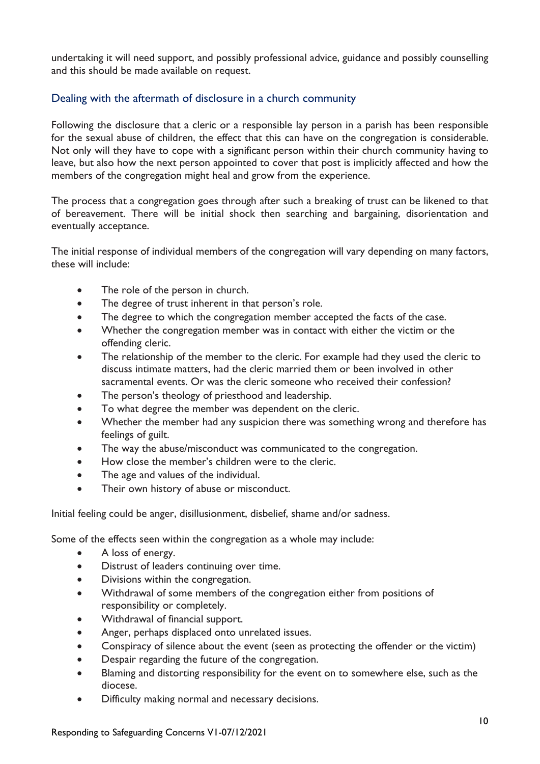undertaking it will need support, and possibly professional advice, guidance and possibly counselling and this should be made available on request.

## Dealing with the aftermath of disclosure in a church community

Following the disclosure that a cleric or a responsible lay person in a parish has been responsible for the sexual abuse of children, the effect that this can have on the congregation is considerable. Not only will they have to cope with a significant person within their church community having to leave, but also how the next person appointed to cover that post is implicitly affected and how the members of the congregation might heal and grow from the experience.

The process that a congregation goes through after such a breaking of trust can be likened to that of bereavement. There will be initial shock then searching and bargaining, disorientation and eventually acceptance.

The initial response of individual members of the congregation will vary depending on many factors, these will include:

- The role of the person in church.
- The degree of trust inherent in that person's role.
- The degree to which the congregation member accepted the facts of the case.
- Whether the congregation member was in contact with either the victim or the offending cleric.
- The relationship of the member to the cleric. For example had they used the cleric to discuss intimate matters, had the cleric married them or been involved in other sacramental events. Or was the cleric someone who received their confession?
- The person's theology of priesthood and leadership.
- To what degree the member was dependent on the cleric.
- Whether the member had any suspicion there was something wrong and therefore has feelings of guilt.
- The way the abuse/misconduct was communicated to the congregation.
- How close the member's children were to the cleric.
- The age and values of the individual.
- Their own history of abuse or misconduct.

Initial feeling could be anger, disillusionment, disbelief, shame and/or sadness.

Some of the effects seen within the congregation as a whole may include:

- A loss of energy.
- Distrust of leaders continuing over time.
- Divisions within the congregation.
- Withdrawal of some members of the congregation either from positions of responsibility or completely.
- Withdrawal of financial support.
- Anger, perhaps displaced onto unrelated issues.
- Conspiracy of silence about the event (seen as protecting the offender or the victim)
- Despair regarding the future of the congregation.
- Blaming and distorting responsibility for the event on to somewhere else, such as the diocese.
- Difficulty making normal and necessary decisions.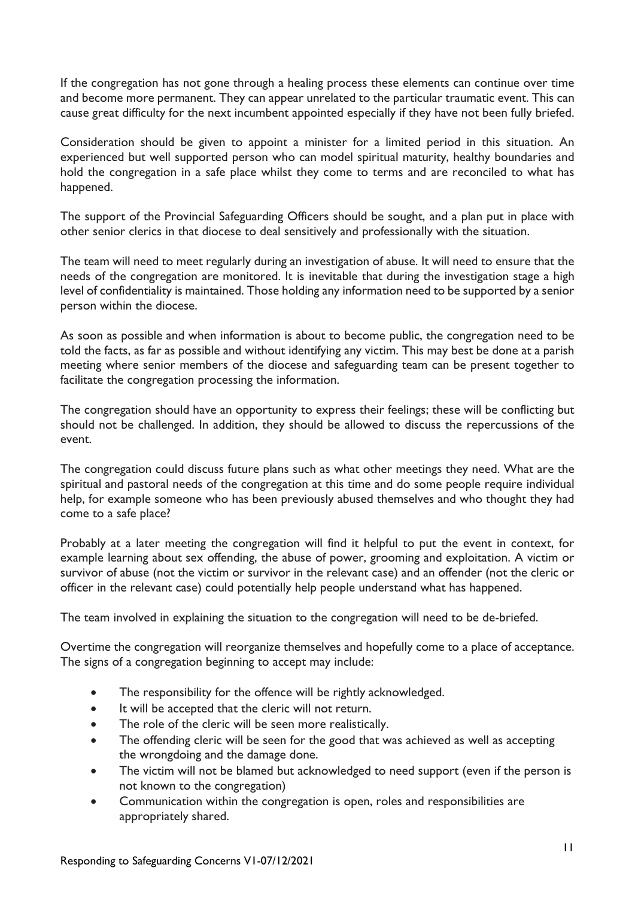If the congregation has not gone through a healing process these elements can continue over time and become more permanent. They can appear unrelated to the particular traumatic event. This can cause great difficulty for the next incumbent appointed especially if they have not been fully briefed.

Consideration should be given to appoint a minister for a limited period in this situation. An experienced but well supported person who can model spiritual maturity, healthy boundaries and hold the congregation in a safe place whilst they come to terms and are reconciled to what has happened.

The support of the Provincial Safeguarding Officers should be sought, and a plan put in place with other senior clerics in that diocese to deal sensitively and professionally with the situation.

The team will need to meet regularly during an investigation of abuse. It will need to ensure that the needs of the congregation are monitored. It is inevitable that during the investigation stage a high level of confidentiality is maintained. Those holding any information need to be supported by a senior person within the diocese.

As soon as possible and when information is about to become public, the congregation need to be told the facts, as far as possible and without identifying any victim. This may best be done at a parish meeting where senior members of the diocese and safeguarding team can be present together to facilitate the congregation processing the information.

The congregation should have an opportunity to express their feelings; these will be conflicting but should not be challenged. In addition, they should be allowed to discuss the repercussions of the event.

The congregation could discuss future plans such as what other meetings they need. What are the spiritual and pastoral needs of the congregation at this time and do some people require individual help, for example someone who has been previously abused themselves and who thought they had come to a safe place?

Probably at a later meeting the congregation will find it helpful to put the event in context, for example learning about sex offending, the abuse of power, grooming and exploitation. A victim or survivor of abuse (not the victim or survivor in the relevant case) and an offender (not the cleric or officer in the relevant case) could potentially help people understand what has happened.

The team involved in explaining the situation to the congregation will need to be de-briefed.

Overtime the congregation will reorganize themselves and hopefully come to a place of acceptance. The signs of a congregation beginning to accept may include:

- The responsibility for the offence will be rightly acknowledged.
- It will be accepted that the cleric will not return.
- The role of the cleric will be seen more realistically.
- The offending cleric will be seen for the good that was achieved as well as accepting the wrongdoing and the damage done.
- The victim will not be blamed but acknowledged to need support (even if the person is not known to the congregation)
- Communication within the congregation is open, roles and responsibilities are appropriately shared.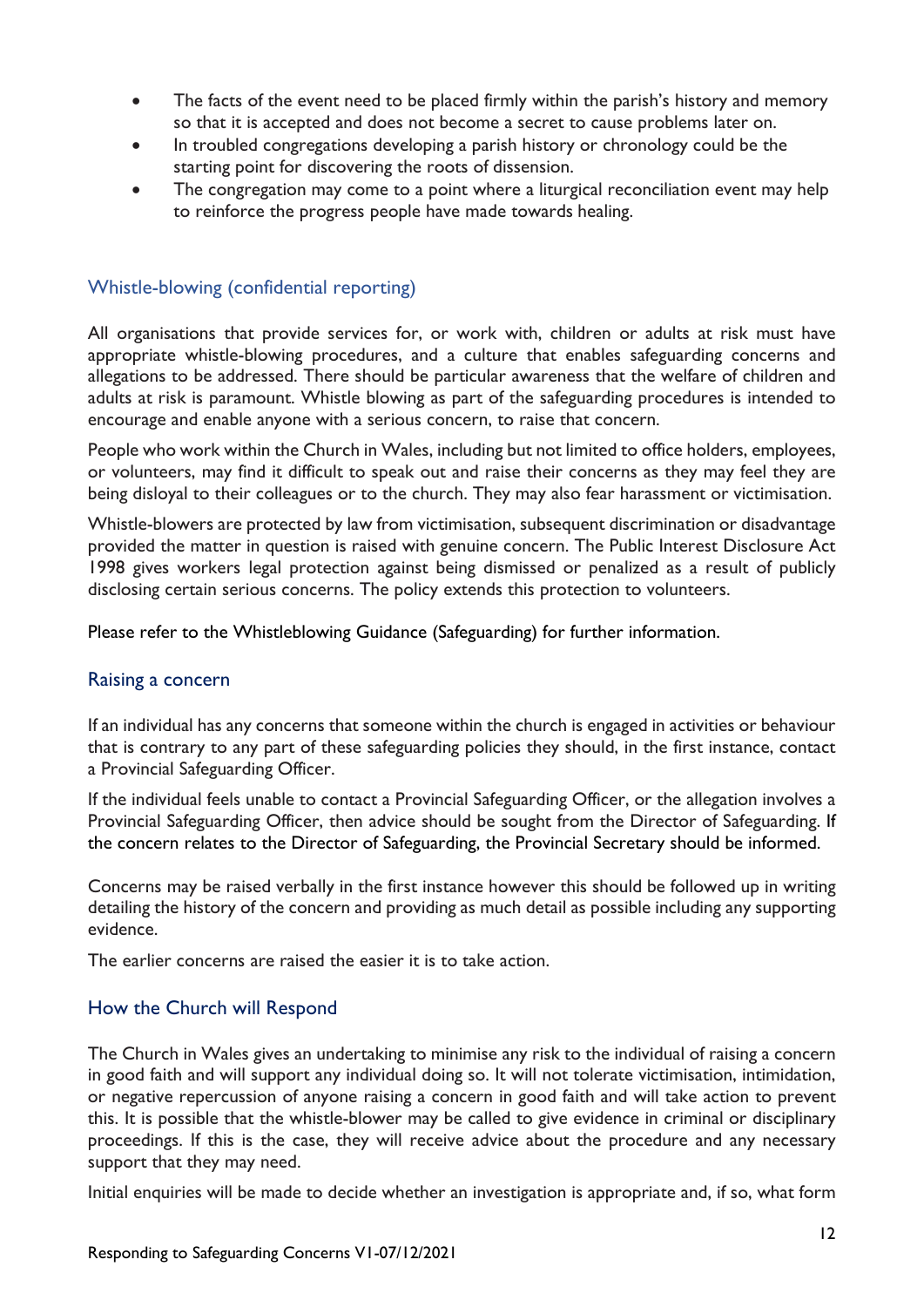- The facts of the event need to be placed firmly within the parish's history and memory so that it is accepted and does not become a secret to cause problems later on.
- In troubled congregations developing a parish history or chronology could be the starting point for discovering the roots of dissension.
- The congregation may come to a point where a liturgical reconciliation event may help to reinforce the progress people have made towards healing.

## Whistle-blowing (confidential reporting)

All organisations that provide services for, or work with, children or adults at risk must have appropriate whistle-blowing procedures, and a culture that enables safeguarding concerns and allegations to be addressed. There should be particular awareness that the welfare of children and adults at risk is paramount. Whistle blowing as part of the safeguarding procedures is intended to encourage and enable anyone with a serious concern, to raise that concern.

People who work within the Church in Wales, including but not limited to office holders, employees, or volunteers, may find it difficult to speak out and raise their concerns as they may feel they are being disloyal to their colleagues or to the church. They may also fear harassment or victimisation.

Whistle-blowers are protected by law from victimisation, subsequent discrimination or disadvantage provided the matter in question is raised with genuine concern. The Public Interest Disclosure Act 1998 gives workers legal protection against being dismissed or penalized as a result of publicly disclosing certain serious concerns. The policy extends this protection to volunteers.

Please refer to the Whistleblowing Guidance (Safeguarding) for further information.

## Raising a concern

If an individual has any concerns that someone within the church is engaged in activities or behaviour that is contrary to any part of these safeguarding policies they should, in the first instance, contact a Provincial Safeguarding Officer.

If the individual feels unable to contact a Provincial Safeguarding Officer, or the allegation involves a Provincial Safeguarding Officer, then advice should be sought from the Director of Safeguarding. If the concern relates to the Director of Safeguarding, the Provincial Secretary should be informed.

Concerns may be raised verbally in the first instance however this should be followed up in writing detailing the history of the concern and providing as much detail as possible including any supporting evidence.

The earlier concerns are raised the easier it is to take action.

## How the Church will Respond

The Church in Wales gives an undertaking to minimise any risk to the individual of raising a concern in good faith and will support any individual doing so. It will not tolerate victimisation, intimidation, or negative repercussion of anyone raising a concern in good faith and will take action to prevent this. It is possible that the whistle-blower may be called to give evidence in criminal or disciplinary proceedings. If this is the case, they will receive advice about the procedure and any necessary support that they may need.

Initial enquiries will be made to decide whether an investigation is appropriate and, if so, what form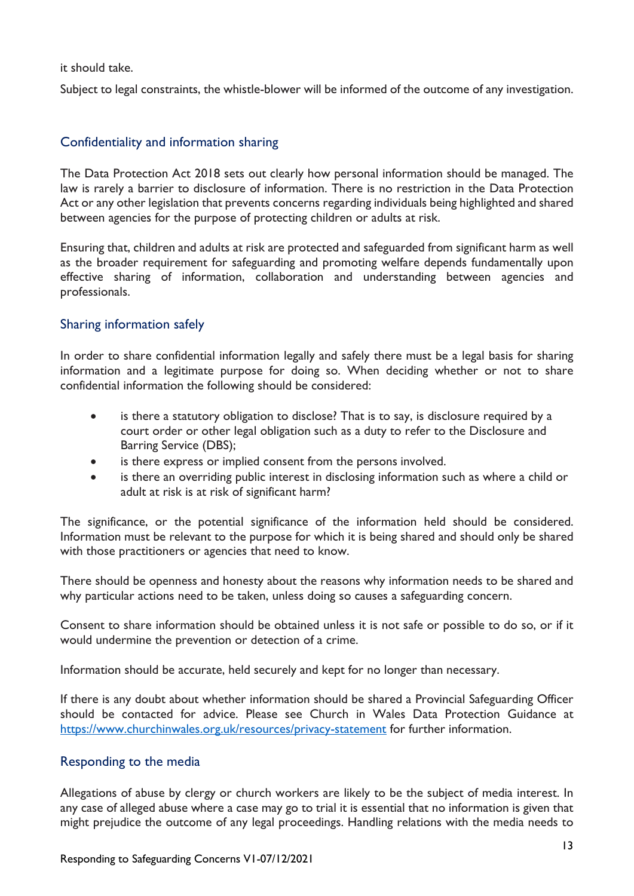it should take.

Subject to legal constraints, the whistle-blower will be informed of the outcome of any investigation.

## Confidentiality and information sharing

The Data Protection Act 2018 sets out clearly how personal information should be managed. The law is rarely a barrier to disclosure of information. There is no restriction in the Data Protection Act or any other legislation that prevents concerns regarding individuals being highlighted and shared between agencies for the purpose of protecting children or adults at risk.

Ensuring that, children and adults at risk are protected and safeguarded from significant harm as well as the broader requirement for safeguarding and promoting welfare depends fundamentally upon effective sharing of information, collaboration and understanding between agencies and professionals.

## Sharing information safely

In order to share confidential information legally and safely there must be a legal basis for sharing information and a legitimate purpose for doing so. When deciding whether or not to share confidential information the following should be considered:

- is there a statutory obligation to disclose? That is to say, is disclosure required by a court order or other legal obligation such as a duty to refer to the Disclosure and Barring Service (DBS);
- is there express or implied consent from the persons involved.
- is there an overriding public interest in disclosing information such as where a child or adult at risk is at risk of significant harm?

The significance, or the potential significance of the information held should be considered. Information must be relevant to the purpose for which it is being shared and should only be shared with those practitioners or agencies that need to know.

There should be openness and honesty about the reasons why information needs to be shared and why particular actions need to be taken, unless doing so causes a safeguarding concern.

Consent to share information should be obtained unless it is not safe or possible to do so, or if it would undermine the prevention or detection of a crime.

Information should be accurate, held securely and kept for no longer than necessary.

If there is any doubt about whether information should be shared a Provincial Safeguarding Officer should be contacted for advice. Please see Church in Wales Data Protection Guidance at https://www.churchinwales.org.uk/resources/privacy-statement for further information.

## Responding to the media

Allegations of abuse by clergy or church workers are likely to be the subject of media interest. In any case of alleged abuse where a case may go to trial it is essential that no information is given that might prejudice the outcome of any legal proceedings. Handling relations with the media needs to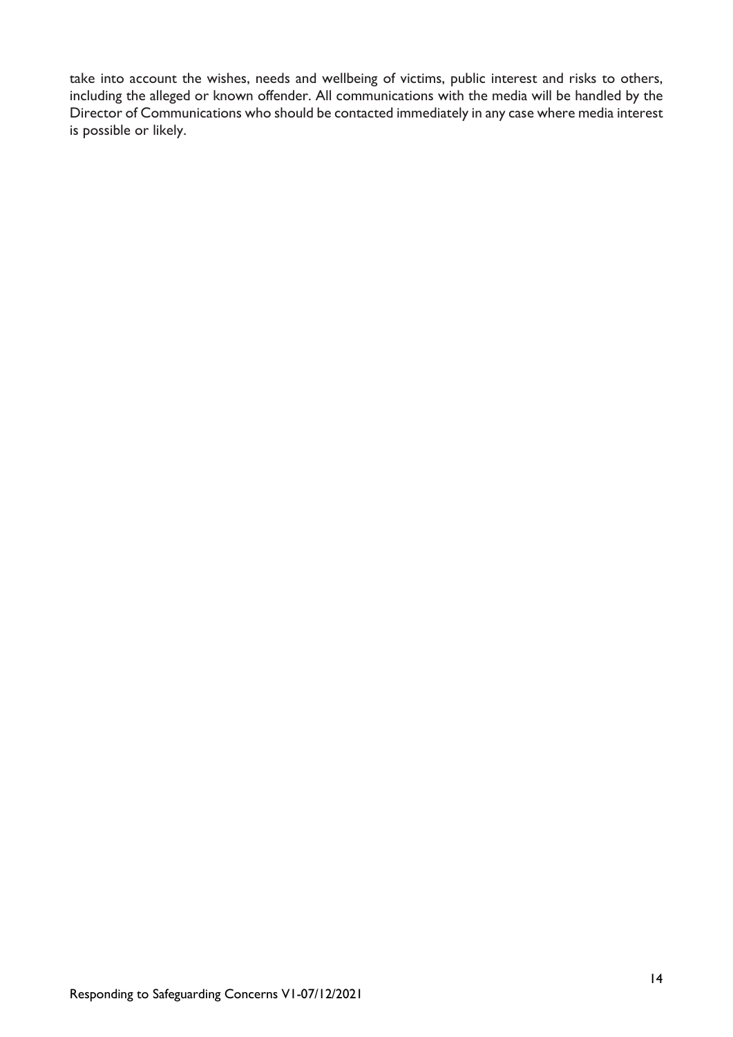take into account the wishes, needs and wellbeing of victims, public interest and risks to others, including the alleged or known offender. All communications with the media will be handled by the Director of Communications who should be contacted immediately in any case where media interest is possible or likely.